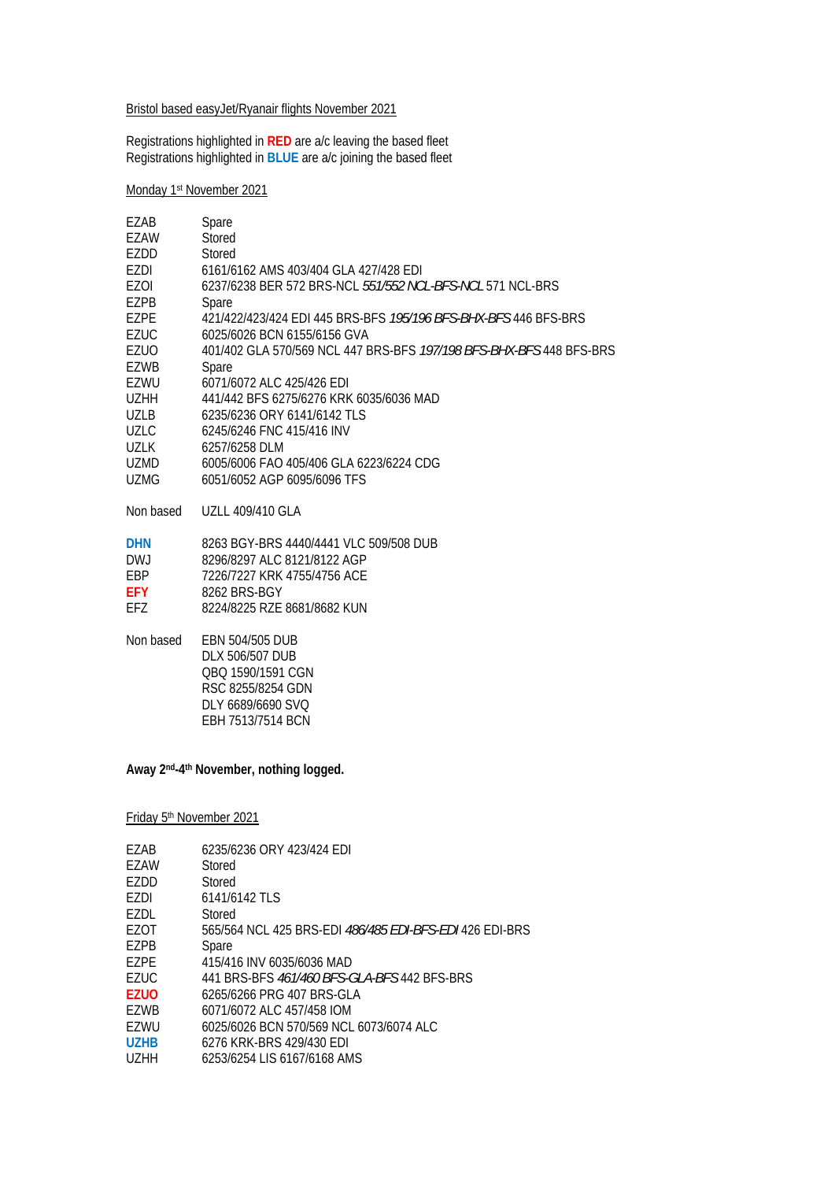Bristol based easyJet/Ryanair flights November 2021

Registrations highlighted in **RED** are a/c leaving the based fleet
Registrations highlighted in **BLUE** are a/c joining the based fleet

Monday 1st November 2021

| | |
|---|---|
| EZAB | Spare |
| EZAW | Stored |
| EZDD | Stored |
| EZDI | 6161/6162 AMS 403/404 GLA 427/428 EDI |
| EZOI | 6237/6238 BER 572 BRS-NCL *551/552 NCL-BFS-NCL* 571 NCL-BRS |
| EZPB | Spare |
| EZPE | 421/422/423/424 EDI 445 BRS-BFS *195/196 BFS-BHX-BFS* 446 BFS-BRS |
| EZUC | 6025/6026 BCN 6155/6156 GVA |
| EZUO | 401/402 GLA 570/569 NCL 447 BRS-BFS *197/198 BFS-BHX-BFS* 448 BFS-BRS |
| EZWB | Spare |
| EZWU | 6071/6072 ALC 425/426 EDI |
| UZHH | 441/442 BFS 6275/6276 KRK 6035/6036 MAD |
| UZLB | 6235/6236 ORY 6141/6142 TLS |
| UZLC | 6245/6246 FNC 415/416 INV |
| UZLK | 6257/6258 DLM |
| UZMD | 6005/6006 FAO 405/406 GLA 6223/6224 CDG |
| UZMG | 6051/6052 AGP 6095/6096 TFS |
| | |
| Non based | UZLL 409/410 GLA |
| | |
| **DHN** | 8263 BGY-BRS 4440/4441 VLC 509/508 DUB |
| DWJ | 8296/8297 ALC 8121/8122 AGP |
| EBP | 7226/7227 KRK 4755/4756 ACE |
| **EFY** | 8262 BRS-BGY |
| EFZ | 8224/8225 RZE 8681/8682 KUN |
| | |
| Non based | EBN 504/505 DUB |
| | DLX 506/507 DUB |
| | QBQ 1590/1591 CGN |
| | RSC 8255/8254 GDN |
| | DLY 6689/6690 SVQ |
| | EBH 7513/7514 BCN |

**Away 2nd-4th November, nothing logged.**

Friday 5th November 2021

| | |
|---|---|
| EZAB | 6235/6236 ORY 423/424 EDI |
| EZAW | Stored |
| EZDD | Stored |
| EZDI | 6141/6142 TLS |
| EZDL | Stored |
| EZOT | 565/564 NCL 425 BRS-EDI *486/485 EDI-BFS-EDI* 426 EDI-BRS |
| EZPB | Spare |
| EZPE | 415/416 INV 6035/6036 MAD |
| EZUC | 441 BRS-BFS *461/460 BFS-GLA-BFS* 442 BFS-BRS |
| **EZUO** | 6265/6266 PRG 407 BRS-GLA |
| EZWB | 6071/6072 ALC 457/458 IOM |
| EZWU | 6025/6026 BCN 570/569 NCL 6073/6074 ALC |
| **UZHB** | 6276 KRK-BRS 429/430 EDI |
| UZHH | 6253/6254 LIS 6167/6168 AMS |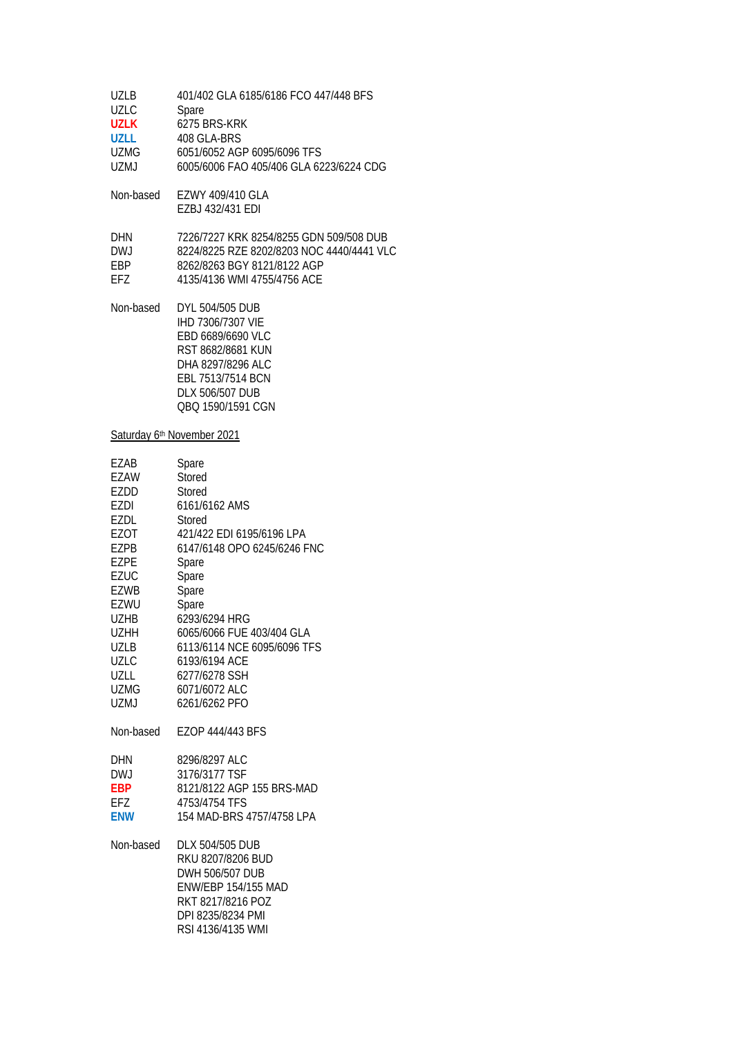| | |
|---|---|
| UZLB | 401/402 GLA 6185/6186 FCO 447/448 BFS |
| UZLC | Spare |
| **UZLK** | 6275 BRS-KRK |
| **UZLL** | 408 GLA-BRS |
| UZMG | 6051/6052 AGP 6095/6096 TFS |
| UZMJ | 6005/6006 FAO 405/406 GLA 6223/6224 CDG |

Non-based EZWY 409/410 GLA
EZBJ 432/431 EDI

| | |
|---|---|
| DHN | 7226/7227 KRK 8254/8255 GDN 509/508 DUB |
| DWJ | 8224/8225 RZE 8202/8203 NOC 4440/4441 VLC |
| EBP | 8262/8263 BGY 8121/8122 AGP |
| EFZ | 4135/4136 WMI 4755/4756 ACE |

Non-based DYL 504/505 DUB
IHD 7306/7307 VIE
EBD 6689/6690 VLC
RST 8682/8681 KUN
DHA 8297/8296 ALC
EBL 7513/7514 BCN
DLX 506/507 DUB
QBQ 1590/1591 CGN

Saturday 6th November 2021

| | |
|---|---|
| EZAB | Spare |
| EZAW | Stored |
| EZDD | Stored |
| EZDI | 6161/6162 AMS |
| EZDL | Stored |
| EZOT | 421/422 EDI 6195/6196 LPA |
| EZPB | 6147/6148 OPO 6245/6246 FNC |
| EZPE | Spare |
| EZUC | Spare |
| EZWB | Spare |
| EZWU | Spare |
| UZHB | 6293/6294 HRG |
| UZHH | 6065/6066 FUE 403/404 GLA |
| UZLB | 6113/6114 NCE 6095/6096 TFS |
| UZLC | 6193/6194 ACE |
| UZLL | 6277/6278 SSH |
| UZMG | 6071/6072 ALC |
| UZMJ | 6261/6262 PFO |

Non-based EZOP 444/443 BFS

| | |
|---|---|
| DHN | 8296/8297 ALC |
| DWJ | 3176/3177 TSF |
| **EBP** | 8121/8122 AGP 155 BRS-MAD |
| EFZ | 4753/4754 TFS |
| **ENW** | 154 MAD-BRS 4757/4758 LPA |

Non-based DLX 504/505 DUB
RKU 8207/8206 BUD
DWH 506/507 DUB
ENW/EBP 154/155 MAD
RKT 8217/8216 POZ
DPI 8235/8234 PMI
RSI 4136/4135 WMI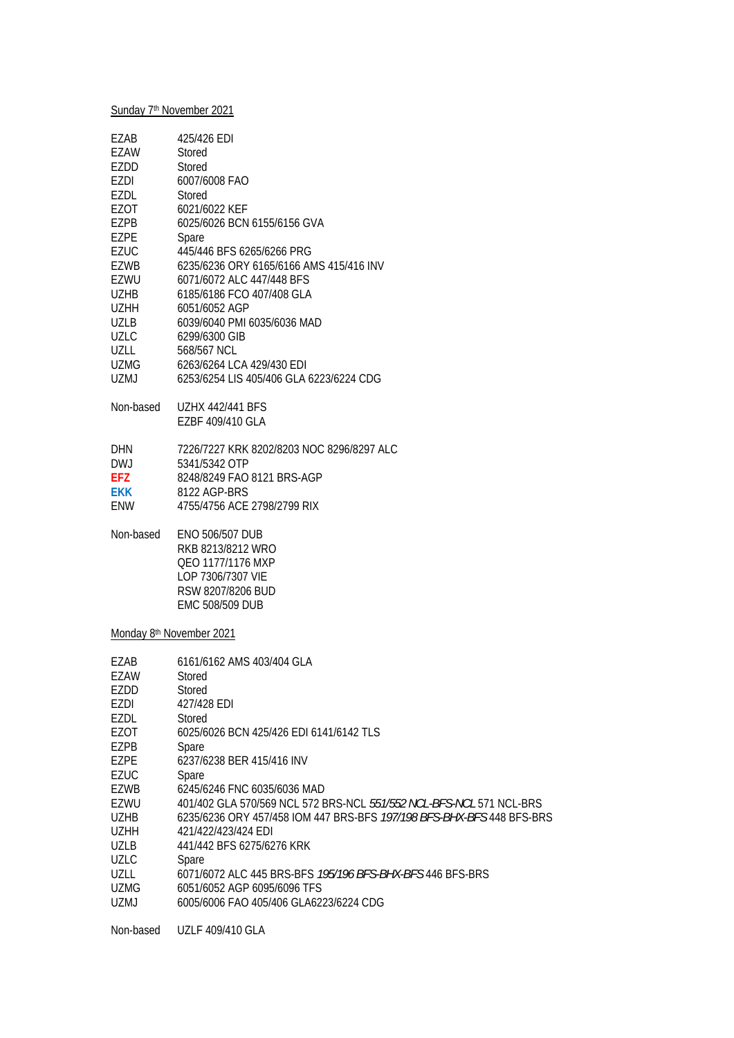Sunday 7th November 2021

| | |
|---|---|
| EZAB | 425/426 EDI |
| EZAW | Stored |
| EZDD | Stored |
| EZDI | 6007/6008 FAO |
| EZDL | Stored |
| EZOT | 6021/6022 KEF |
| EZPB | 6025/6026 BCN 6155/6156 GVA |
| EZPE | Spare |
| EZUC | 445/446 BFS 6265/6266 PRG |
| EZWB | 6235/6236 ORY 6165/6166 AMS 415/416 INV |
| EZWU | 6071/6072 ALC 447/448 BFS |
| UZHB | 6185/6186 FCO 407/408 GLA |
| UZHH | 6051/6052 AGP |
| UZLB | 6039/6040 PMI 6035/6036 MAD |
| UZLC | 6299/6300 GIB |
| UZLL | 568/567 NCL |
| UZMG | 6263/6264 LCA 429/430 EDI |
| UZMJ | 6253/6254 LIS 405/406 GLA 6223/6224 CDG |

| | |
|---|---|
| Non-based | UZHX 442/441 BFS |
| | EZBF 409/410 GLA |

| | |
|---|---|
| DHN | 7226/7227 KRK 8202/8203 NOC 8296/8297 ALC |
| DWJ | 5341/5342 OTP |
| **EFZ** | 8248/8249 FAO 8121 BRS-AGP |
| **EKK** | 8122 AGP-BRS |
| ENW | 4755/4756 ACE 2798/2799 RIX |

| | |
|---|---|
| Non-based | ENO 506/507 DUB |
| | RKB 8213/8212 WRO |
| | QEO 1177/1176 MXP |
| | LOP 7306/7307 VIE |
| | RSW 8207/8206 BUD |
| | EMC 508/509 DUB |

Monday 8th November 2021

| | |
|---|---|
| EZAB | 6161/6162 AMS 403/404 GLA |
| EZAW | Stored |
| EZDD | Stored |
| EZDI | 427/428 EDI |
| EZDL | Stored |
| EZOT | 6025/6026 BCN 425/426 EDI 6141/6142 TLS |
| EZPB | Spare |
| EZPE | 6237/6238 BER 415/416 INV |
| EZUC | Spare |
| EZWB | 6245/6246 FNC 6035/6036 MAD |
| EZWU | 401/402 GLA 570/569 NCL 572 BRS-NCL *551/552 NCL-BFS-NCL* 571 NCL-BRS |
| UZHB | 6235/6236 ORY 457/458 IOM 447 BRS-BFS *197/198 BFS-BHX-BFS* 448 BFS-BRS |
| UZHH | 421/422/423/424 EDI |
| UZLB | 441/442 BFS 6275/6276 KRK |
| UZLC | Spare |
| UZLL | 6071/6072 ALC 445 BRS-BFS *195/196 BFS-BHX-BFS* 446 BFS-BRS |
| UZMG | 6051/6052 AGP 6095/6096 TFS |
| UZMJ | 6005/6006 FAO 405/406 GLA6223/6224 CDG |

| | |
|---|---|
| Non-based | UZLF 409/410 GLA |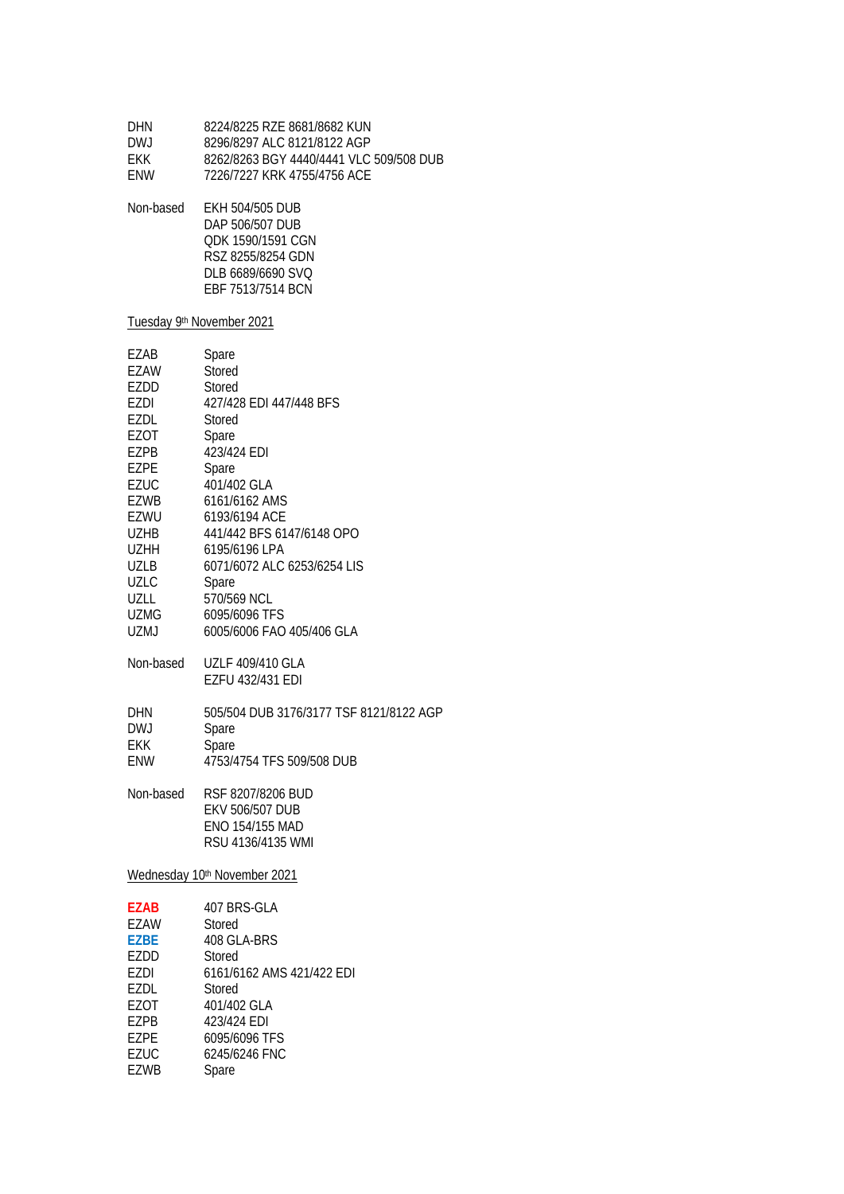| | |
|---|---|
| DHN | 8224/8225 RZE 8681/8682 KUN |
| DWJ | 8296/8297 ALC 8121/8122 AGP |
| EKK | 8262/8263 BGY 4440/4441 VLC 509/508 DUB |
| ENW | 7226/7227 KRK 4755/4756 ACE |

| | |
|---|---|
| Non-based | EKH 504/505 DUB |
| | DAP 506/507 DUB |
| | QDK 1590/1591 CGN |
| | RSZ 8255/8254 GDN |
| | DLB 6689/6690 SVQ |
| | EBF 7513/7514 BCN |

Tuesday 9th November 2021

| | |
|---|---|
| EZAB | Spare |
| EZAW | Stored |
| EZDD | Stored |
| EZDI | 427/428 EDI 447/448 BFS |
| EZDL | Stored |
| EZOT | Spare |
| EZPB | 423/424 EDI |
| EZPE | Spare |
| EZUC | 401/402 GLA |
| EZWB | 6161/6162 AMS |
| EZWU | 6193/6194 ACE |
| UZHB | 441/442 BFS 6147/6148 OPO |
| UZHH | 6195/6196 LPA |
| UZLB | 6071/6072 ALC 6253/6254 LIS |
| UZLC | Spare |
| UZLL | 570/569 NCL |
| UZMG | 6095/6096 TFS |
| UZMJ | 6005/6006 FAO 405/406 GLA |

| | |
|---|---|
| Non-based | UZLF 409/410 GLA |
| | EZFU 432/431 EDI |

| | |
|---|---|
| DHN | 505/504 DUB 3176/3177 TSF 8121/8122 AGP |
| DWJ | Spare |
| EKK | Spare |
| ENW | 4753/4754 TFS 509/508 DUB |

| | |
|---|---|
| Non-based | RSF 8207/8206 BUD |
| | EKV 506/507 DUB |
| | ENO 154/155 MAD |
| | RSU 4136/4135 WMI |

Wednesday 10th November 2021

| | |
|---|---|
| **EZAB** | 407 BRS-GLA |
| EZAW | Stored |
| **EZBE** | 408 GLA-BRS |
| EZDD | Stored |
| EZDI | 6161/6162 AMS 421/422 EDI |
| EZDL | Stored |
| EZOT | 401/402 GLA |
| EZPB | 423/424 EDI |
| EZPE | 6095/6096 TFS |
| EZUC | 6245/6246 FNC |
| EZWB | Spare |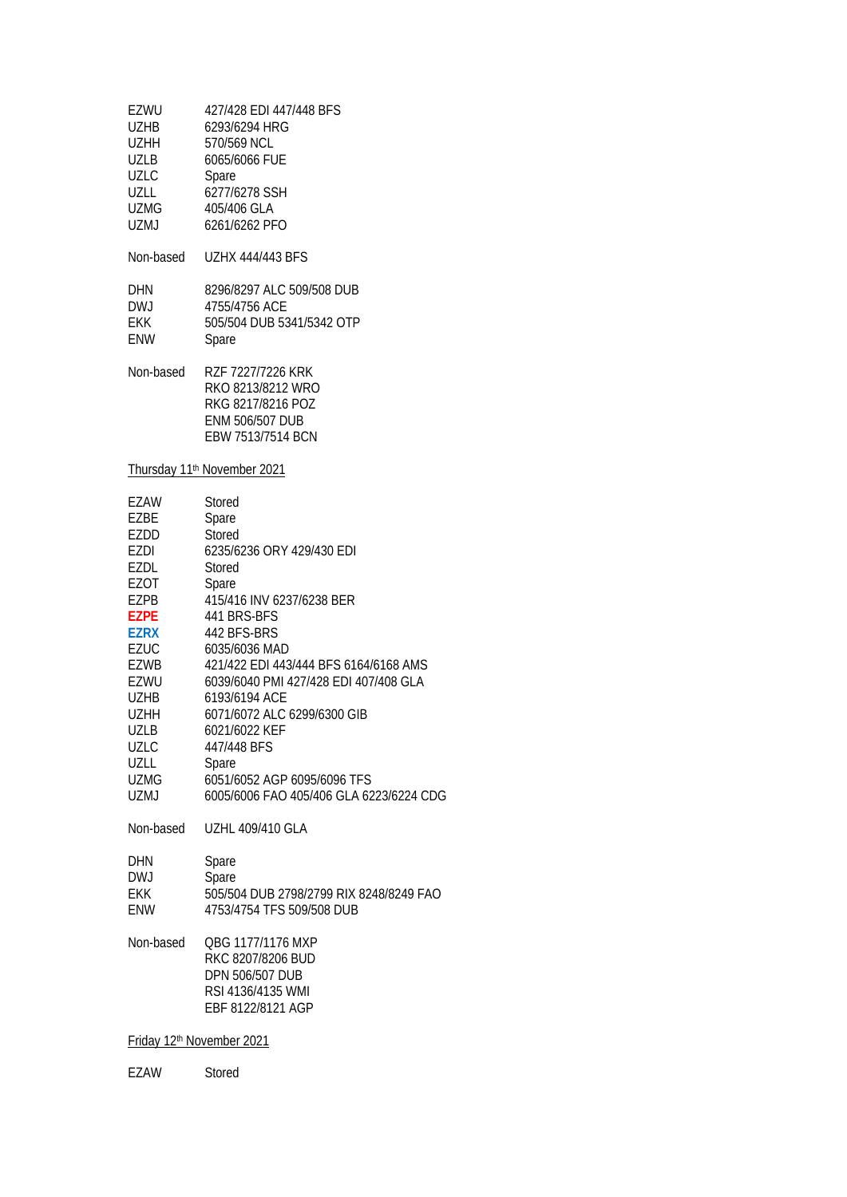EZWU 427/428 EDI 447/448 BFS
UZHB 6293/6294 HRG
UZHH 570/569 NCL
UZLB 6065/6066 FUE
UZLC Spare
UZLL 6277/6278 SSH
UZMG 405/406 GLA
UZMJ 6261/6262 PFO

Non-based UZHX 444/443 BFS

DHN 8296/8297 ALC 509/508 DUB
DWJ 4755/4756 ACE
EKK 505/504 DUB 5341/5342 OTP
ENW Spare

Non-based RZF 7227/7226 KRK
RKO 8213/8212 WRO
RKG 8217/8216 POZ
ENM 506/507 DUB
EBW 7513/7514 BCN

Thursday 11th November 2021

EZAW Stored
EZBE Spare
EZDD Stored
EZDI 6235/6236 ORY 429/430 EDI
EZDL Stored
EZOT Spare
EZPB 415/416 INV 6237/6238 BER
**EZPE** 441 BRS-BFS
**EZRX** 442 BFS-BRS
EZUC 6035/6036 MAD
EZWB 421/422 EDI 443/444 BFS 6164/6168 AMS
EZWU 6039/6040 PMI 427/428 EDI 407/408 GLA
UZHB 6193/6194 ACE
UZHH 6071/6072 ALC 6299/6300 GIB
UZLB 6021/6022 KEF
UZLC 447/448 BFS
UZLL Spare
UZMG 6051/6052 AGP 6095/6096 TFS
UZMJ 6005/6006 FAO 405/406 GLA 6223/6224 CDG

Non-based UZHL 409/410 GLA

DHN Spare
DWJ Spare
EKK 505/504 DUB 2798/2799 RIX 8248/8249 FAO
ENW 4753/4754 TFS 509/508 DUB

Non-based QBG 1177/1176 MXP
RKC 8207/8206 BUD
DPN 506/507 DUB
RSI 4136/4135 WMI
EBF 8122/8121 AGP

Friday 12th November 2021

EZAW Stored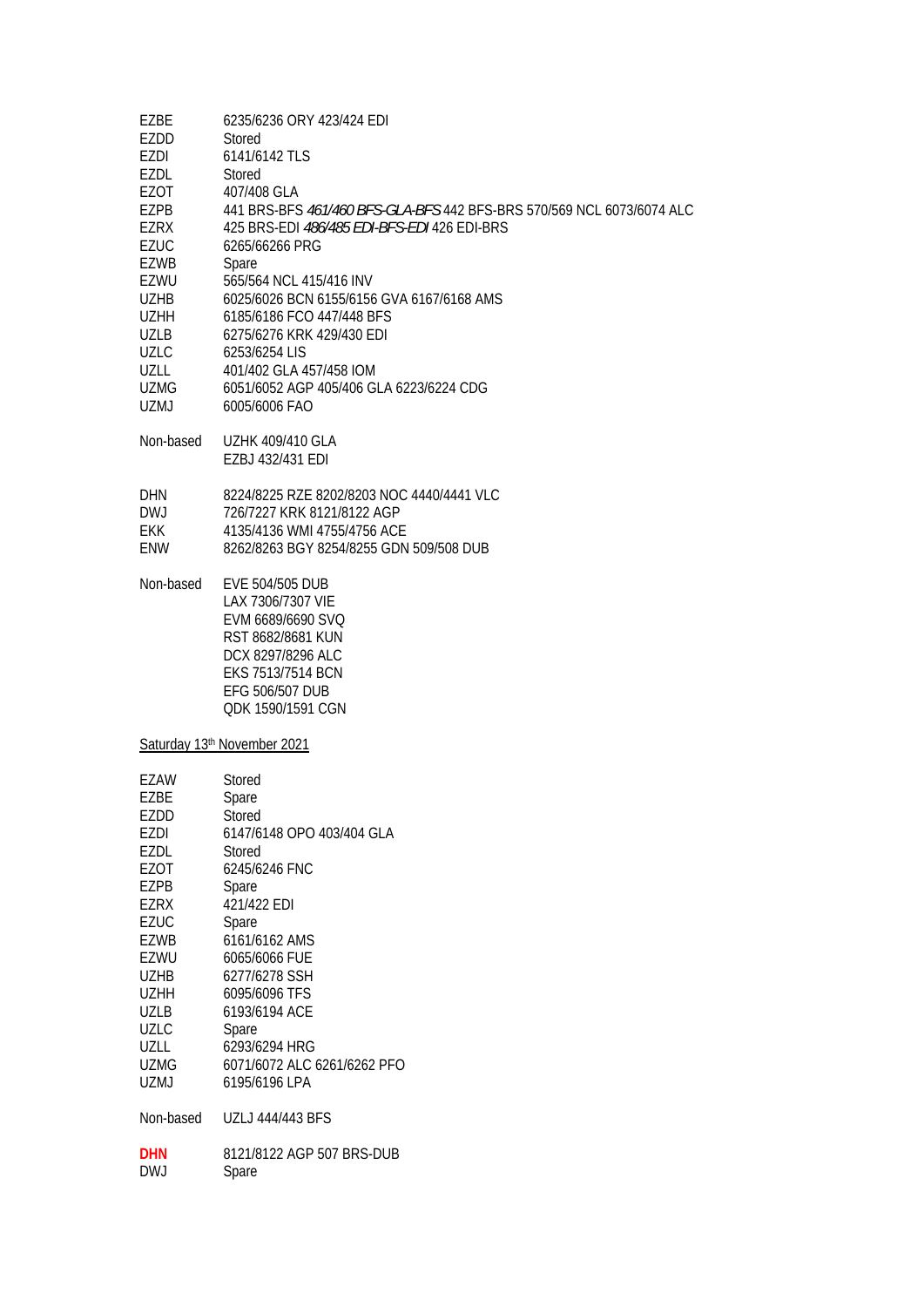| | |
|---|---|
| EZBE | 6235/6236 ORY 423/424 EDI |
| EZDD | Stored |
| EZDI | 6141/6142 TLS |
| EZDL | Stored |
| EZOT | 407/408 GLA |
| EZPB | 441 BRS-BFS *461/460 BFS-GLA-BFS* 442 BFS-BRS 570/569 NCL 6073/6074 ALC |
| EZRX | 425 BRS-EDI *486/485 EDI-BFS-EDI* 426 EDI-BRS |
| EZUC | 6265/66266 PRG |
| EZWB | Spare |
| EZWU | 565/564 NCL 415/416 INV |
| UZHB | 6025/6026 BCN 6155/6156 GVA 6167/6168 AMS |
| UZHH | 6185/6186 FCO 447/448 BFS |
| UZLB | 6275/6276 KRK 429/430 EDI |
| UZLC | 6253/6254 LIS |
| UZLL | 401/402 GLA 457/458 IOM |
| UZMG | 6051/6052 AGP 405/406 GLA 6223/6224 CDG |
| UZMJ | 6005/6006 FAO |
| | |
| Non-based | UZHK 409/410 GLA |
| | EZBJ 432/431 EDI |
| | |
| DHN | 8224/8225 RZE 8202/8203 NOC 4440/4441 VLC |
| DWJ | 726/7227 KRK 8121/8122 AGP |
| EKK | 4135/4136 WMI 4755/4756 ACE |
| ENW | 8262/8263 BGY 8254/8255 GDN 509/508 DUB |
| | |
| Non-based | EVE 504/505 DUB |
| | LAX 7306/7307 VIE |
| | EVM 6689/6690 SVQ |
| | RST 8682/8681 KUN |
| | DCX 8297/8296 ALC |
| | EKS 7513/7514 BCN |
| | EFG 506/507 DUB |
| | QDK 1590/1591 CGN |

Saturday 13th November 2021

| | |
|---|---|
| EZAW | Stored |
| EZBE | Spare |
| EZDD | Stored |
| EZDI | 6147/6148 OPO 403/404 GLA |
| EZDL | Stored |
| EZOT | 6245/6246 FNC |
| EZPB | Spare |
| EZRX | 421/422 EDI |
| EZUC | Spare |
| EZWB | 6161/6162 AMS |
| EZWU | 6065/6066 FUE |
| UZHB | 6277/6278 SSH |
| UZHH | 6095/6096 TFS |
| UZLB | 6193/6194 ACE |
| UZLC | Spare |
| UZLL | 6293/6294 HRG |
| UZMG | 6071/6072 ALC 6261/6262 PFO |
| UZMJ | 6195/6196 LPA |
| | |
| Non-based | UZLJ 444/443 BFS |
| | |
| **DHN** | 8121/8122 AGP 507 BRS-DUB |
| DWJ | Spare |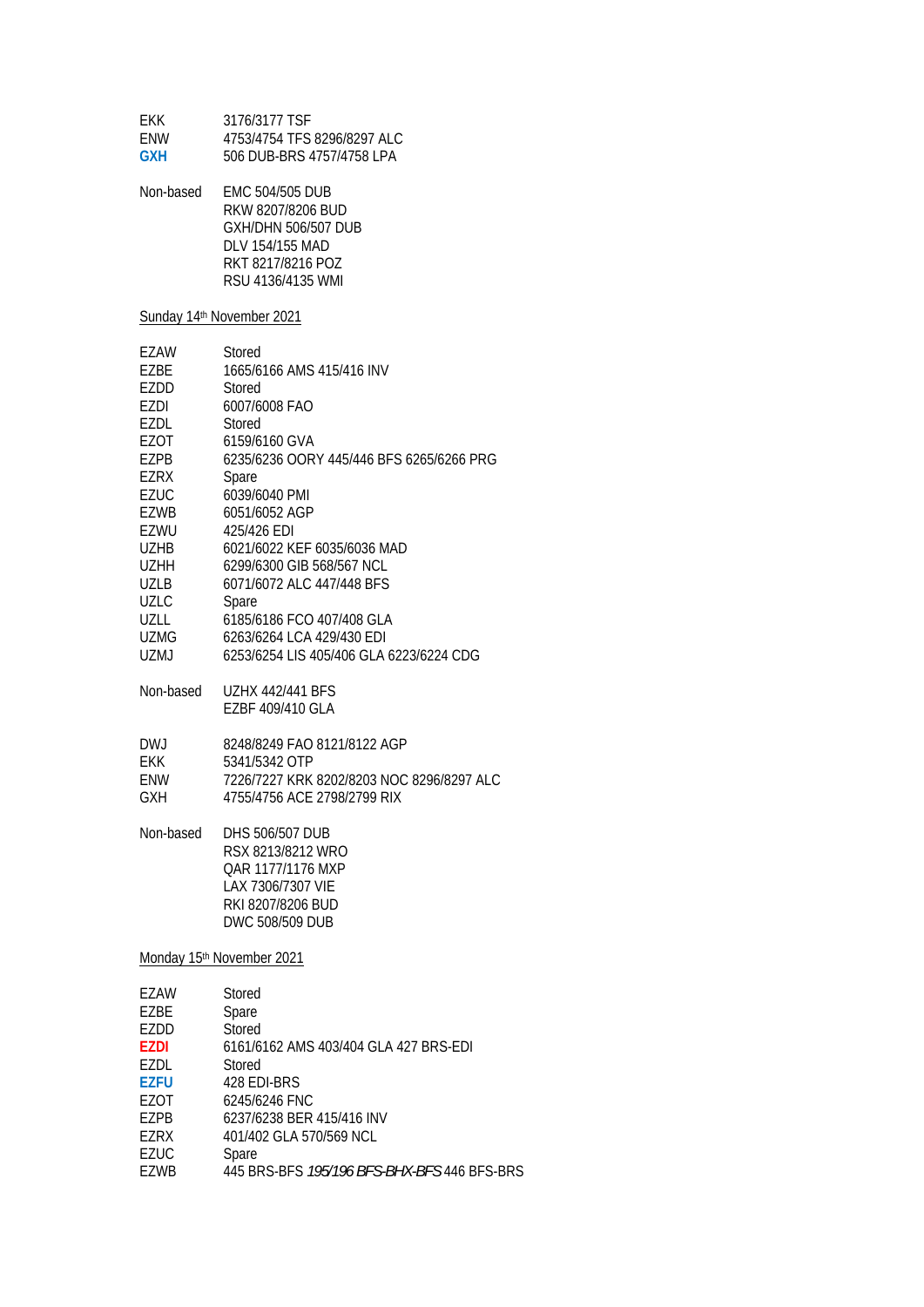| | |
|---|---|
| EKK | 3176/3177 TSF |
| ENW | 4753/4754 TFS 8296/8297 ALC |
| **GXH** | 506 DUB-BRS 4757/4758 LPA |

| | |
|---|---|
| Non-based | EMC 504/505 DUB |
| | RKW 8207/8206 BUD |
| | GXH/DHN 506/507 DUB |
| | DLV 154/155 MAD |
| | RKT 8217/8216 POZ |
| | RSU 4136/4135 WMI |

Sunday 14th November 2021

| | |
|---|---|
| EZAW | Stored |
| EZBE | 1665/6166 AMS 415/416 INV |
| EZDD | Stored |
| EZDI | 6007/6008 FAO |
| EZDL | Stored |
| EZOT | 6159/6160 GVA |
| EZPB | 6235/6236 OORY 445/446 BFS 6265/6266 PRG |
| EZRX | Spare |
| EZUC | 6039/6040 PMI |
| EZWB | 6051/6052 AGP |
| EZWU | 425/426 EDI |
| UZHB | 6021/6022 KEF 6035/6036 MAD |
| UZHH | 6299/6300 GIB 568/567 NCL |
| UZLB | 6071/6072 ALC 447/448 BFS |
| UZLC | Spare |
| UZLL | 6185/6186 FCO 407/408 GLA |
| UZMG | 6263/6264 LCA 429/430 EDI |
| UZMJ | 6253/6254 LIS 405/406 GLA 6223/6224 CDG |

| | |
|---|---|
| Non-based | UZHX 442/441 BFS |
| | EZBF 409/410 GLA |

| | |
|---|---|
| DWJ | 8248/8249 FAO 8121/8122 AGP |
| EKK | 5341/5342 OTP |
| ENW | 7226/7227 KRK 8202/8203 NOC 8296/8297 ALC |
| GXH | 4755/4756 ACE 2798/2799 RIX |

| | |
|---|---|
| Non-based | DHS 506/507 DUB |
| | RSX 8213/8212 WRO |
| | QAR 1177/1176 MXP |
| | LAX 7306/7307 VIE |
| | RKI 8207/8206 BUD |
| | DWC 508/509 DUB |

Monday 15th November 2021

| | |
|---|---|
| EZAW | Stored |
| EZBE | Spare |
| EZDD | Stored |
| **EZDI** | 6161/6162 AMS 403/404 GLA 427 BRS-EDI |
| EZDL | Stored |
| **EZFU** | 428 EDI-BRS |
| EZOT | 6245/6246 FNC |
| EZPB | 6237/6238 BER 415/416 INV |
| EZRX | 401/402 GLA 570/569 NCL |
| EZUC | Spare |
| EZWB | 445 BRS-BFS *195/196 BFS-BHX-BFS* 446 BFS-BRS |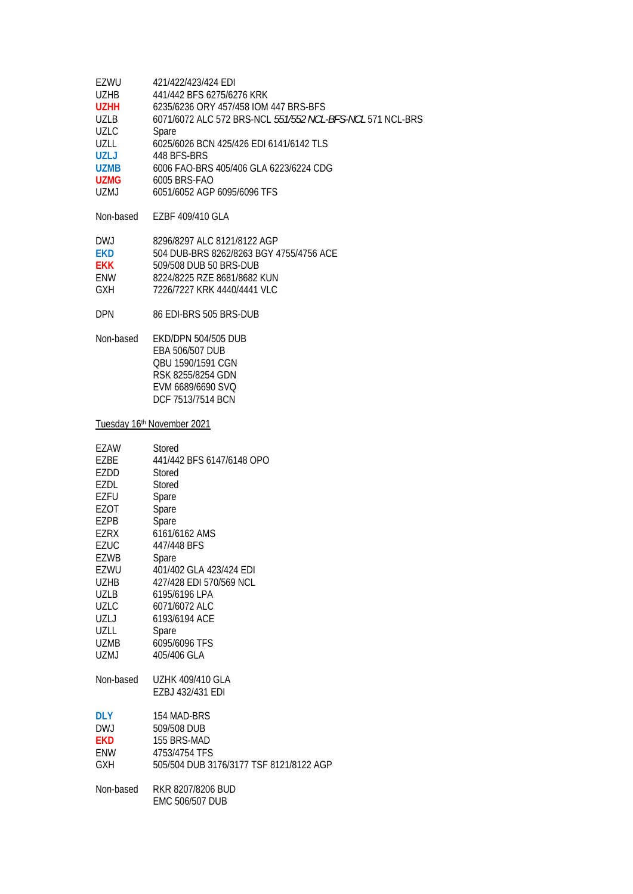| | |
|---|---|
| EZWU | 421/422/423/424 EDI |
| UZHB | 441/442 BFS 6275/6276 KRK |
| **UZHH** | 6235/6236 ORY 457/458 IOM 447 BRS-BFS |
| UZLB | 6071/6072 ALC 572 BRS-NCL *551/552 NCL-BFS-NCL* 571 NCL-BRS |
| UZLC | Spare |
| UZLL | 6025/6026 BCN 425/426 EDI 6141/6142 TLS |
| **UZLJ** | 448 BFS-BRS |
| **UZMB** | 6006 FAO-BRS 405/406 GLA 6223/6224 CDG |
| **UZMG** | 6005 BRS-FAO |
| UZMJ | 6051/6052 AGP 6095/6096 TFS |

Non-based EZBF 409/410 GLA

| | |
|---|---|
| DWJ | 8296/8297 ALC 8121/8122 AGP |
| **EKD** | 504 DUB-BRS 8262/8263 BGY 4755/4756 ACE |
| **EKK** | 509/508 DUB 50 BRS-DUB |
| ENW | 8224/8225 RZE 8681/8682 KUN |
| GXH | 7226/7227 KRK 4440/4441 VLC |

DPN 86 EDI-BRS 505 BRS-DUB

Non-based EKD/DPN 504/505 DUB
EBA 506/507 DUB
QBU 1590/1591 CGN
RSK 8255/8254 GDN
EVM 6689/6690 SVQ
DCF 7513/7514 BCN

<u>Tuesday 16th November 2021</u>

| | |
|---|---|
| EZAW | Stored |
| EZBE | 441/442 BFS 6147/6148 OPO |
| EZDD | Stored |
| EZDL | Stored |
| EZFU | Spare |
| EZOT | Spare |
| EZPB | Spare |
| EZRX | 6161/6162 AMS |
| EZUC | 447/448 BFS |
| EZWB | Spare |
| EZWU | 401/402 GLA 423/424 EDI |
| UZHB | 427/428 EDI 570/569 NCL |
| UZLB | 6195/6196 LPA |
| UZLC | 6071/6072 ALC |
| UZLJ | 6193/6194 ACE |
| UZLL | Spare |
| UZMB | 6095/6096 TFS |
| UZMJ | 405/406 GLA |

Non-based UZHK 409/410 GLA
EZBJ 432/431 EDI

| | |
|---|---|
| **DLY** | 154 MAD-BRS |
| DWJ | 509/508 DUB |
| **EKD** | 155 BRS-MAD |
| ENW | 4753/4754 TFS |
| GXH | 505/504 DUB 3176/3177 TSF 8121/8122 AGP |

Non-based RKR 8207/8206 BUD
EMC 506/507 DUB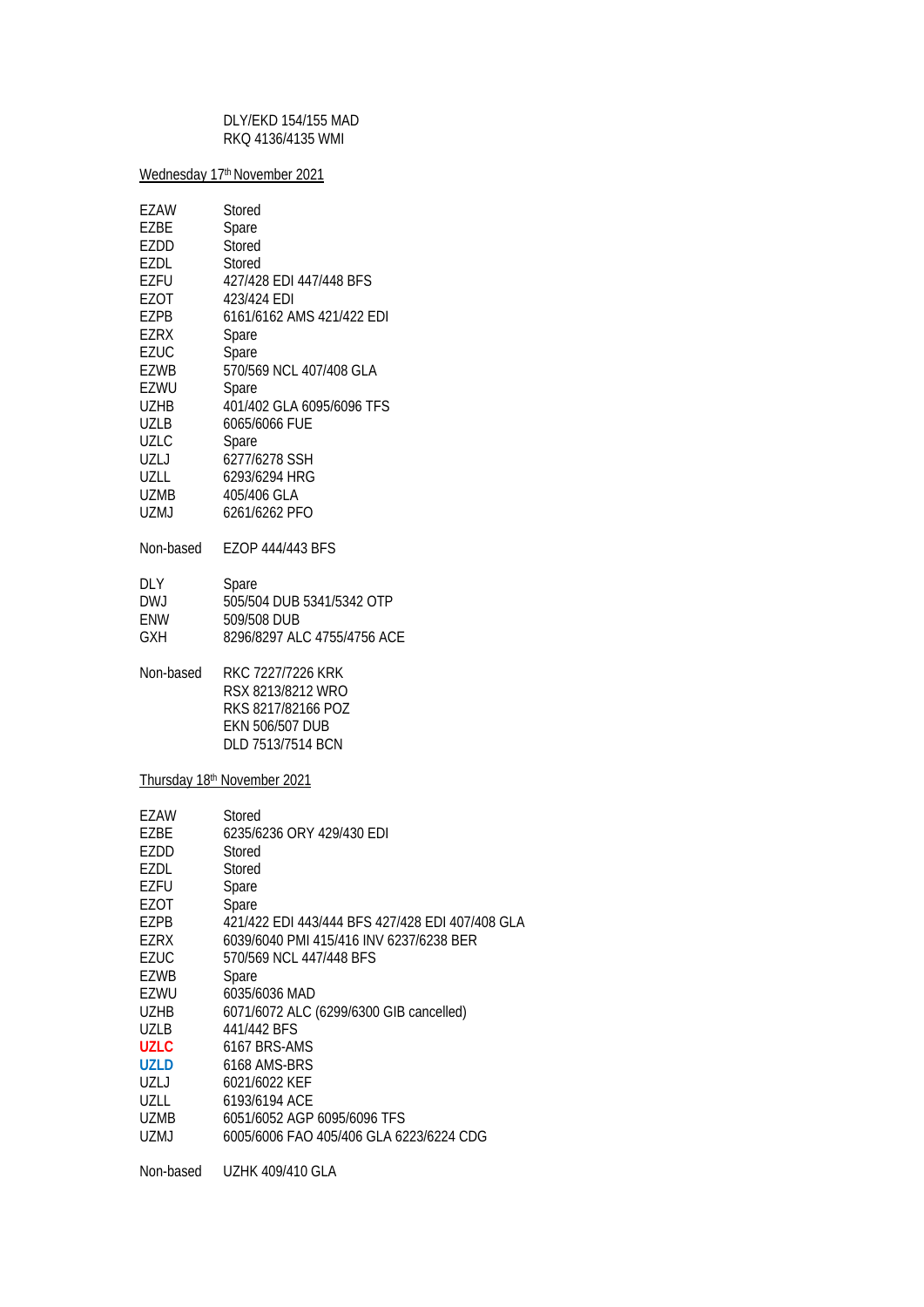DLY/EKD 154/155 MAD
RKQ 4136/4135 WMI

<u>Wednesday 17th November 2021</u>

| | |
|---|---|
| EZAW | Stored |
| EZBE | Spare |
| EZDD | Stored |
| EZDL | Stored |
| EZFU | 427/428 EDI 447/448 BFS |
| EZOT | 423/424 EDI |
| EZPB | 6161/6162 AMS 421/422 EDI |
| EZRX | Spare |
| EZUC | Spare |
| EZWB | 570/569 NCL 407/408 GLA |
| EZWU | Spare |
| UZHB | 401/402 GLA 6095/6096 TFS |
| UZLB | 6065/6066 FUE |
| UZLC | Spare |
| UZLJ | 6277/6278 SSH |
| UZLL | 6293/6294 HRG |
| UZMB | 405/406 GLA |
| UZMJ | 6261/6262 PFO |

Non-based EZOP 444/443 BFS

| | |
|---|---|
| DLY | Spare |
| DWJ | 505/504 DUB 5341/5342 OTP |
| ENW | 509/508 DUB |
| GXH | 8296/8297 ALC 4755/4756 ACE |

Non-based RKC 7227/7226 KRK
RSX 8213/8212 WRO
RKS 8217/82166 POZ
EKN 506/507 DUB
DLD 7513/7514 BCN

<u>Thursday 18th November 2021</u>

| | |
|---|---|
| EZAW | Stored |
| EZBE | 6235/6236 ORY 429/430 EDI |
| EZDD | Stored |
| EZDL | Stored |
| EZFU | Spare |
| EZOT | Spare |
| EZPB | 421/422 EDI 443/444 BFS 427/428 EDI 407/408 GLA |
| EZRX | 6039/6040 PMI 415/416 INV 6237/6238 BER |
| EZUC | 570/569 NCL 447/448 BFS |
| EZWB | Spare |
| EZWU | 6035/6036 MAD |
| UZHB | 6071/6072 ALC (6299/6300 GIB cancelled) |
| UZLB | 441/442 BFS |
| **UZLC** | 6167 BRS-AMS |
| **UZLD** | 6168 AMS-BRS |
| UZLJ | 6021/6022 KEF |
| UZLL | 6193/6194 ACE |
| UZMB | 6051/6052 AGP 6095/6096 TFS |
| UZMJ | 6005/6006 FAO 405/406 GLA 6223/6224 CDG |

Non-based UZHK 409/410 GLA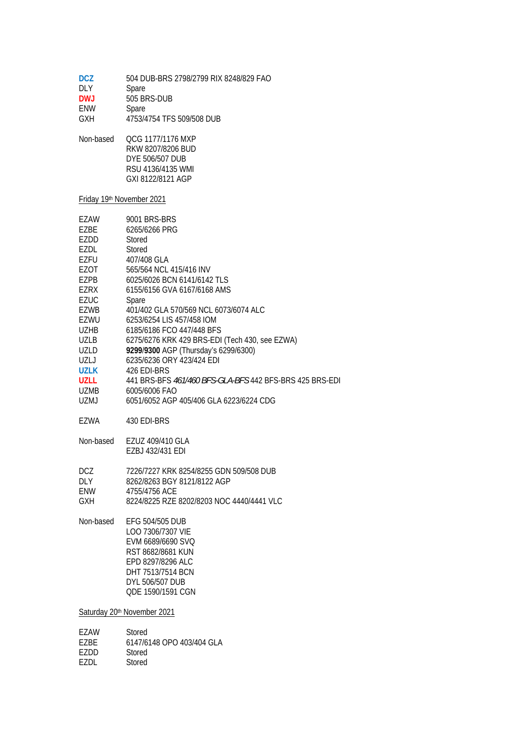| | |
|---|---|
| **DCZ** | 504 DUB-BRS 2798/2799 RIX 8248/829 FAO |
| DLY | Spare |
| **DWJ** | 505 BRS-DUB |
| ENW | Spare |
| GXH | 4753/4754 TFS 509/508 DUB |

| | |
|---|---|
| Non-based | QCG 1177/1176 MXP |
| | RKW 8207/8206 BUD |
| | DYE 506/507 DUB |
| | RSU 4136/4135 WMI |
| | GXI 8122/8121 AGP |

Friday 19th November 2021

| | |
|---|---|
| EZAW | 9001 BRS-BRS |
| EZBE | 6265/6266 PRG |
| EZDD | Stored |
| EZDL | Stored |
| EZFU | 407/408 GLA |
| EZOT | 565/564 NCL 415/416 INV |
| EZPB | 6025/6026 BCN 6141/6142 TLS |
| EZRX | 6155/6156 GVA 6167/6168 AMS |
| EZUC | Spare |
| EZWB | 401/402 GLA 570/569 NCL 6073/6074 ALC |
| EZWU | 6253/6254 LIS 457/458 IOM |
| UZHB | 6185/6186 FCO 447/448 BFS |
| UZLB | 6275/6276 KRK 429 BRS-EDI (Tech 430, see EZWA) |
| UZLD | **9299**/**9300** AGP (Thursday's 6299/6300) |
| UZLJ | 6235/6236 ORY 423/424 EDI |
| **UZLK** | 426 EDI-BRS |
| **UZLL** | 441 BRS-BFS *461/460 BFS-GLA-BFS* 442 BFS-BRS 425 BRS-EDI |
| UZMB | 6005/6006 FAO |
| UZMJ | 6051/6052 AGP 405/406 GLA 6223/6224 CDG |

| | |
|---|---|
| EZWA | 430 EDI-BRS |

| | |
|---|---|
| Non-based | EZUZ 409/410 GLA |
| | EZBJ 432/431 EDI |

| | |
|---|---|
| DCZ | 7226/7227 KRK 8254/8255 GDN 509/508 DUB |
| DLY | 8262/8263 BGY 8121/8122 AGP |
| ENW | 4755/4756 ACE |
| GXH | 8224/8225 RZE 8202/8203 NOC 4440/4441 VLC |

| | |
|---|---|
| Non-based | EFG 504/505 DUB |
| | LOO 7306/7307 VIE |
| | EVM 6689/6690 SVQ |
| | RST 8682/8681 KUN |
| | EPD 8297/8296 ALC |
| | DHT 7513/7514 BCN |
| | DYL 506/507 DUB |
| | QDE 1590/1591 CGN |

Saturday 20th November 2021

| | |
|---|---|
| EZAW | Stored |
| EZBE | 6147/6148 OPO 403/404 GLA |
| EZDD | Stored |
| EZDL | Stored |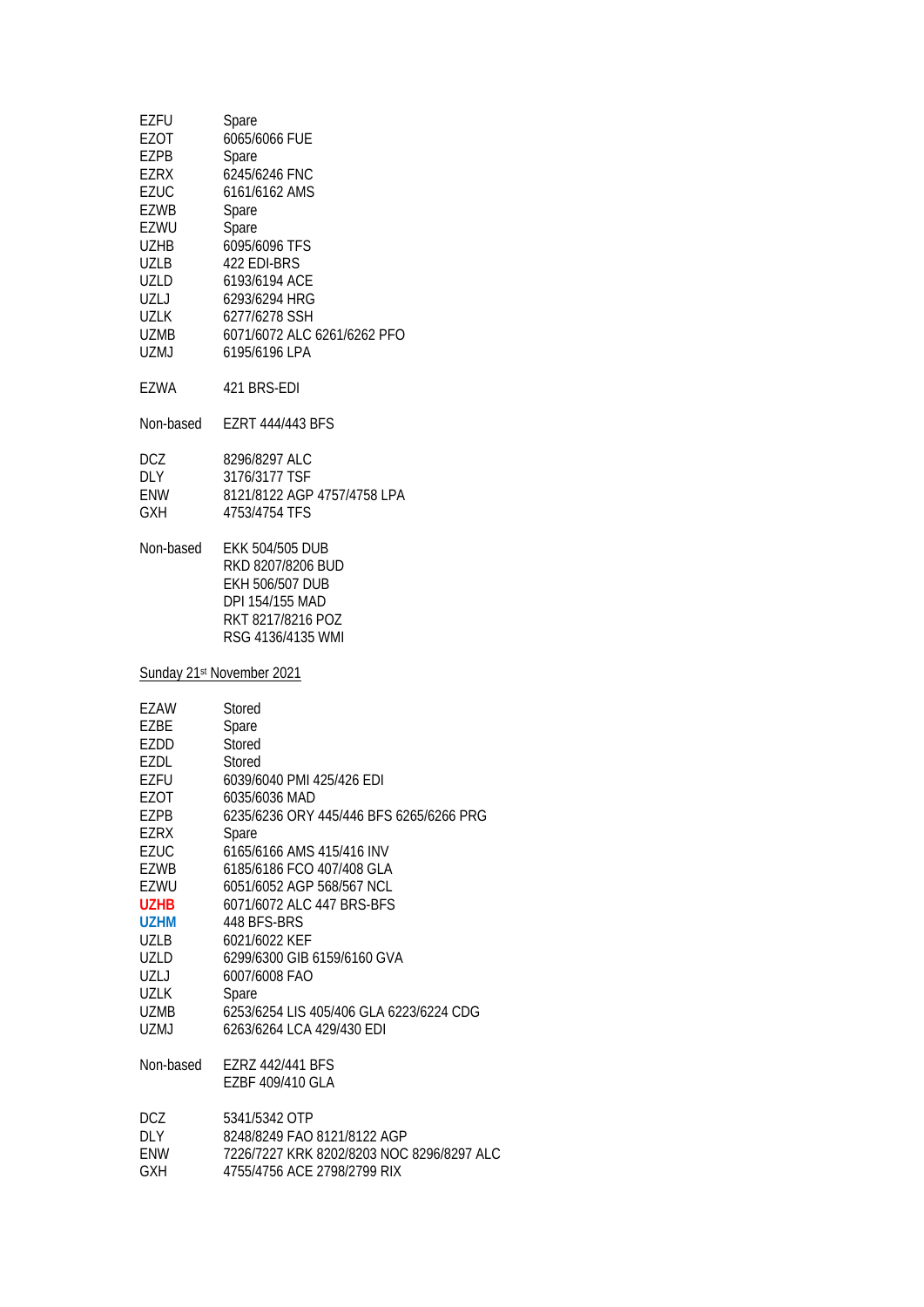| | |
|---|---|
| EZFU | Spare |
| EZOT | 6065/6066 FUE |
| EZPB | Spare |
| EZRX | 6245/6246 FNC |
| EZUC | 6161/6162 AMS |
| EZWB | Spare |
| EZWU | Spare |
| UZHB | 6095/6096 TFS |
| UZLB | 422 EDI-BRS |
| UZLD | 6193/6194 ACE |
| UZLJ | 6293/6294 HRG |
| UZLK | 6277/6278 SSH |
| UZMB | 6071/6072 ALC 6261/6262 PFO |
| UZMJ | 6195/6196 LPA |

| | |
|---|---|
| EZWA | 421 BRS-EDI |

| | |
|---|---|
| Non-based | EZRT 444/443 BFS |

| | |
|---|---|
| DCZ | 8296/8297 ALC |
| DLY | 3176/3177 TSF |
| ENW | 8121/8122 AGP 4757/4758 LPA |
| GXH | 4753/4754 TFS |

| | |
|---|---|
| Non-based | EKK 504/505 DUB |
| | RKD 8207/8206 BUD |
| | EKH 506/507 DUB |
| | DPI 154/155 MAD |
| | RKT 8217/8216 POZ |
| | RSG 4136/4135 WMI |

Sunday 21st November 2021

| | |
|---|---|
| EZAW | Stored |
| EZBE | Spare |
| EZDD | Stored |
| EZDL | Stored |
| EZFU | 6039/6040 PMI 425/426 EDI |
| EZOT | 6035/6036 MAD |
| EZPB | 6235/6236 ORY 445/446 BFS 6265/6266 PRG |
| EZRX | Spare |
| EZUC | 6165/6166 AMS 415/416 INV |
| EZWB | 6185/6186 FCO 407/408 GLA |
| EZWU | 6051/6052 AGP 568/567 NCL |
| **UZHB** | 6071/6072 ALC 447 BRS-BFS |
| **UZHM** | 448 BFS-BRS |
| UZLB | 6021/6022 KEF |
| UZLD | 6299/6300 GIB 6159/6160 GVA |
| UZLJ | 6007/6008 FAO |
| UZLK | Spare |
| UZMB | 6253/6254 LIS 405/406 GLA 6223/6224 CDG |
| UZMJ | 6263/6264 LCA 429/430 EDI |

| | |
|---|---|
| Non-based | EZRZ 442/441 BFS |
| | EZBF 409/410 GLA |

| | |
|---|---|
| DCZ | 5341/5342 OTP |
| DLY | 8248/8249 FAO 8121/8122 AGP |
| ENW | 7226/7227 KRK 8202/8203 NOC 8296/8297 ALC |
| GXH | 4755/4756 ACE 2798/2799 RIX |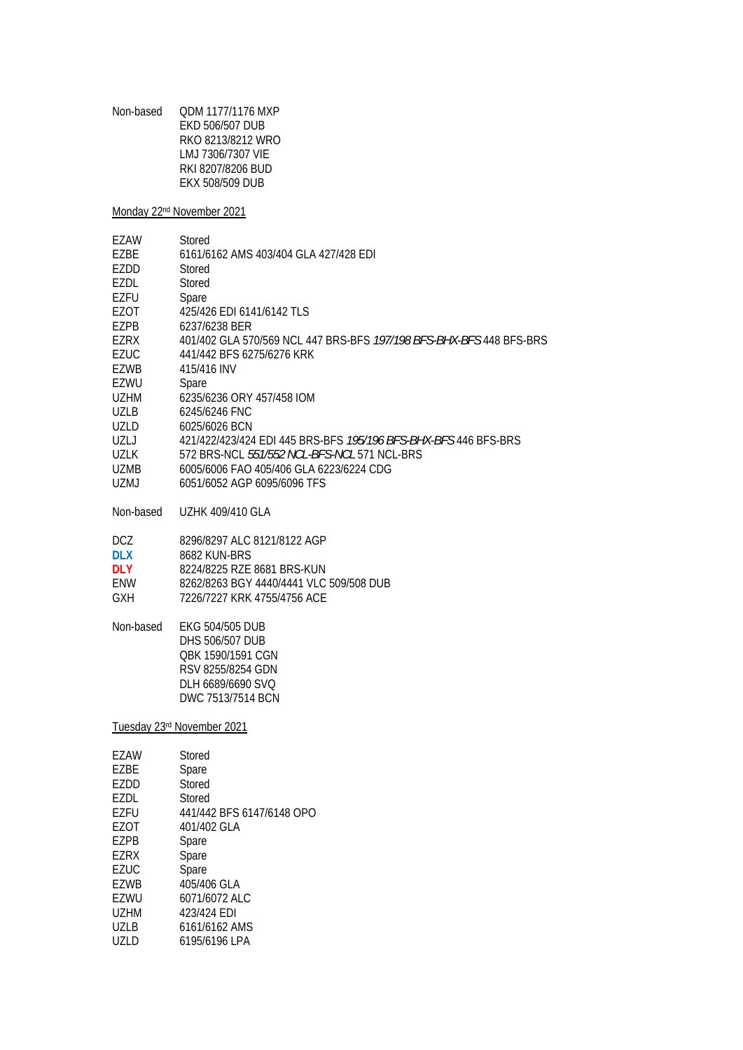Non-based QDM 1177/1176 MXP
EKD 506/507 DUB
RKO 8213/8212 WRO
LMJ 7306/7307 VIE
RKI 8207/8206 BUD
EKX 508/509 DUB

Monday 22nd November 2021

| | |
|---|---|
| EZAW | Stored |
| EZBE | 6161/6162 AMS 403/404 GLA 427/428 EDI |
| EZDD | Stored |
| EZDL | Stored |
| EZFU | Spare |
| EZOT | 425/426 EDI 6141/6142 TLS |
| EZPB | 6237/6238 BER |
| EZRX | 401/402 GLA 570/569 NCL 447 BRS-BFS *197/198 BFS-BHX-BFS* 448 BFS-BRS |
| EZUC | 441/442 BFS 6275/6276 KRK |
| EZWB | 415/416 INV |
| EZWU | Spare |
| UZHM | 6235/6236 ORY 457/458 IOM |
| UZLB | 6245/6246 FNC |
| UZLD | 6025/6026 BCN |
| UZLJ | 421/422/423/424 EDI 445 BRS-BFS *195/196 BFS-BHX-BFS* 446 BFS-BRS |
| UZLK | 572 BRS-NCL *551/552 NCL-BFS-NCL* 571 NCL-BRS |
| UZMB | 6005/6006 FAO 405/406 GLA 6223/6224 CDG |
| UZMJ | 6051/6052 AGP 6095/6096 TFS |

Non-based UZHK 409/410 GLA

| | |
|---|---|
| DCZ | 8296/8297 ALC 8121/8122 AGP |
| **DLX** | 8682 KUN-BRS |
| **DLY** | 8224/8225 RZE 8681 BRS-KUN |
| ENW | 8262/8263 BGY 4440/4441 VLC 509/508 DUB |
| GXH | 7226/7227 KRK 4755/4756 ACE |

Non-based EKG 504/505 DUB
DHS 506/507 DUB
QBK 1590/1591 CGN
RSV 8255/8254 GDN
DLH 6689/6690 SVQ
DWC 7513/7514 BCN

Tuesday 23rd November 2021

| | |
|---|---|
| EZAW | Stored |
| EZBE | Spare |
| EZDD | Stored |
| EZDL | Stored |
| EZFU | 441/442 BFS 6147/6148 OPO |
| EZOT | 401/402 GLA |
| EZPB | Spare |
| EZRX | Spare |
| EZUC | Spare |
| EZWB | 405/406 GLA |
| EZWU | 6071/6072 ALC |
| UZHM | 423/424 EDI |
| UZLB | 6161/6162 AMS |
| UZLD | 6195/6196 LPA |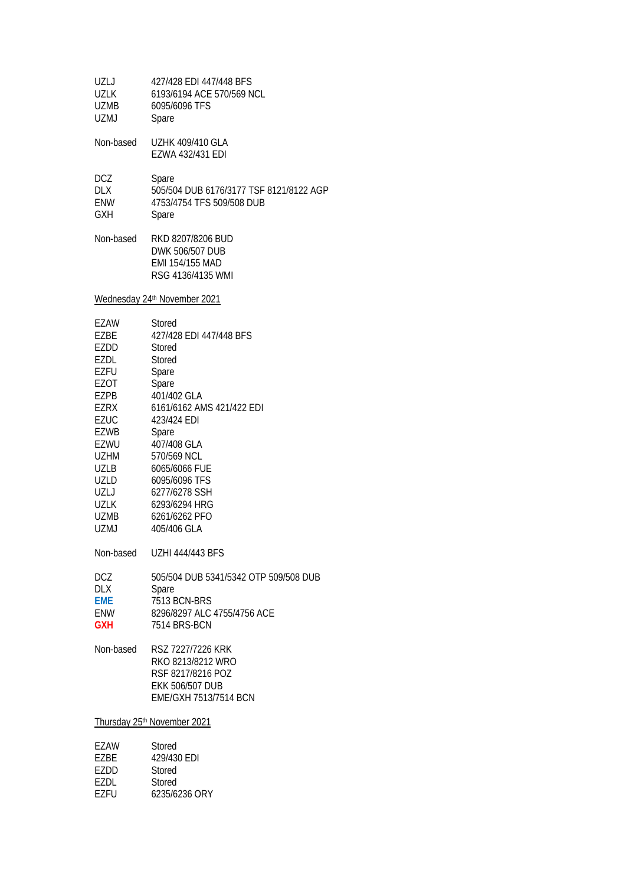| | |
|---|---|
| UZLJ | 427/428 EDI 447/448 BFS |
| UZLK | 6193/6194 ACE 570/569 NCL |
| UZMB | 6095/6096 TFS |
| UZMJ | Spare |

| | |
|---|---|
| Non-based | UZHK 409/410 GLA |
| | EZWA 432/431 EDI |

| | |
|---|---|
| DCZ | Spare |
| DLX | 505/504 DUB 6176/3177 TSF 8121/8122 AGP |
| ENW | 4753/4754 TFS 509/508 DUB |
| GXH | Spare |

| | |
|---|---|
| Non-based | RKD 8207/8206 BUD |
| | DWK 506/507 DUB |
| | EMI 154/155 MAD |
| | RSG 4136/4135 WMI |

<u>Wednesday 24th November 2021</u>

| | |
|---|---|
| EZAW | Stored |
| EZBE | 427/428 EDI 447/448 BFS |
| EZDD | Stored |
| EZDL | Stored |
| EZFU | Spare |
| EZOT | Spare |
| EZPB | 401/402 GLA |
| EZRX | 6161/6162 AMS 421/422 EDI |
| EZUC | 423/424 EDI |
| EZWB | Spare |
| EZWU | 407/408 GLA |
| UZHM | 570/569 NCL |
| UZLB | 6065/6066 FUE |
| UZLD | 6095/6096 TFS |
| UZLJ | 6277/6278 SSH |
| UZLK | 6293/6294 HRG |
| UZMB | 6261/6262 PFO |
| UZMJ | 405/406 GLA |

| | |
|---|---|
| Non-based | UZHI 444/443 BFS |

| | |
|---|---|
| DCZ | 505/504 DUB 5341/5342 OTP 509/508 DUB |
| DLX | Spare |
| **EME** | 7513 BCN-BRS |
| ENW | 8296/8297 ALC 4755/4756 ACE |
| **GXH** | 7514 BRS-BCN |

| | |
|---|---|
| Non-based | RSZ 7227/7226 KRK |
| | RKO 8213/8212 WRO |
| | RSF 8217/8216 POZ |
| | EKK 506/507 DUB |
| | EME/GXH 7513/7514 BCN |

<u>Thursday 25th November 2021</u>

| | |
|---|---|
| EZAW | Stored |
| EZBE | 429/430 EDI |
| EZDD | Stored |
| EZDL | Stored |
| EZFU | 6235/6236 ORY |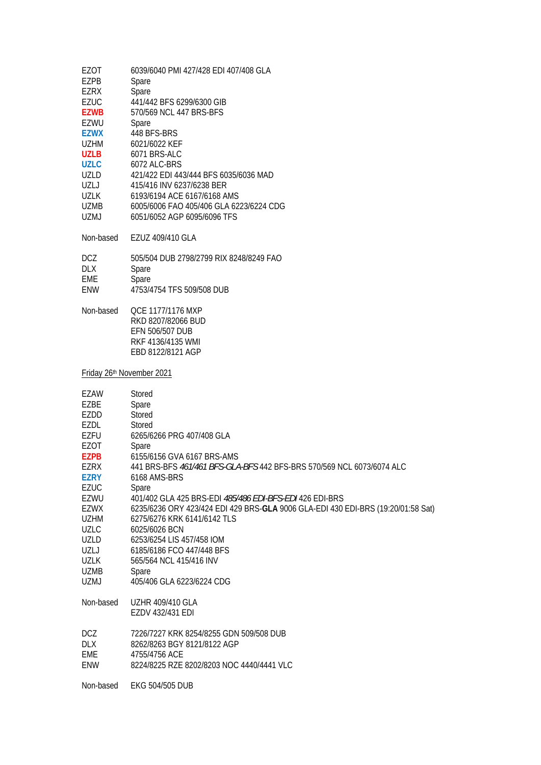| | |
|---|---|
| EZOT | 6039/6040 PMI 427/428 EDI 407/408 GLA |
| EZPB | Spare |
| EZRX | Spare |
| EZUC | 441/442 BFS 6299/6300 GIB |
| **EZWB** | 570/569 NCL 447 BRS-BFS |
| EZWU | Spare |
| **EZWX** | 448 BFS-BRS |
| UZHM | 6021/6022 KEF |
| **UZLB** | 6071 BRS-ALC |
| **UZLC** | 6072 ALC-BRS |
| UZLD | 421/422 EDI 443/444 BFS 6035/6036 MAD |
| UZLJ | 415/416 INV 6237/6238 BER |
| UZLK | 6193/6194 ACE 6167/6168 AMS |
| UZMB | 6005/6006 FAO 405/406 GLA 6223/6224 CDG |
| UZMJ | 6051/6052 AGP 6095/6096 TFS |

Non-based EZUZ 409/410 GLA

| | |
|---|---|
| DCZ | 505/504 DUB 2798/2799 RIX 8248/8249 FAO |
| DLX | Spare |
| EME | Spare |
| ENW | 4753/4754 TFS 509/508 DUB |

Non-based QCE 1177/1176 MXP
RKD 8207/82066 BUD
EFN 506/507 DUB
RKF 4136/4135 WMI
EBD 8122/8121 AGP

Friday 26th November 2021

| | |
|---|---|
| EZAW | Stored |
| EZBE | Spare |
| EZDD | Stored |
| EZDL | Stored |
| EZFU | 6265/6266 PRG 407/408 GLA |
| EZOT | Spare |
| **EZPB** | 6155/6156 GVA 6167 BRS-AMS |
| EZRX | 441 BRS-BFS *461/461 BFS-GLA-BFS* 442 BFS-BRS 570/569 NCL 6073/6074 ALC |
| **EZRY** | 6168 AMS-BRS |
| EZUC | Spare |
| EZWU | 401/402 GLA 425 BRS-EDI *485/486 EDI-BFS-EDI* 426 EDI-BRS |
| EZWX | 6235/6236 ORY 423/424 EDI 429 BRS-**GLA** 9006 GLA-EDI 430 EDI-BRS (19:20/01:58 Sat) |
| UZHM | 6275/6276 KRK 6141/6142 TLS |
| UZLC | 6025/6026 BCN |
| UZLD | 6253/6254 LIS 457/458 IOM |
| UZLJ | 6185/6186 FCO 447/448 BFS |
| UZLK | 565/564 NCL 415/416 INV |
| UZMB | Spare |
| UZMJ | 405/406 GLA 6223/6224 CDG |

Non-based UZHR 409/410 GLA
EZDV 432/431 EDI

| | |
|---|---|
| DCZ | 7226/7227 KRK 8254/8255 GDN 509/508 DUB |
| DLX | 8262/8263 BGY 8121/8122 AGP |
| EME | 4755/4756 ACE |
| ENW | 8224/8225 RZE 8202/8203 NOC 4440/4441 VLC |

Non-based EKG 504/505 DUB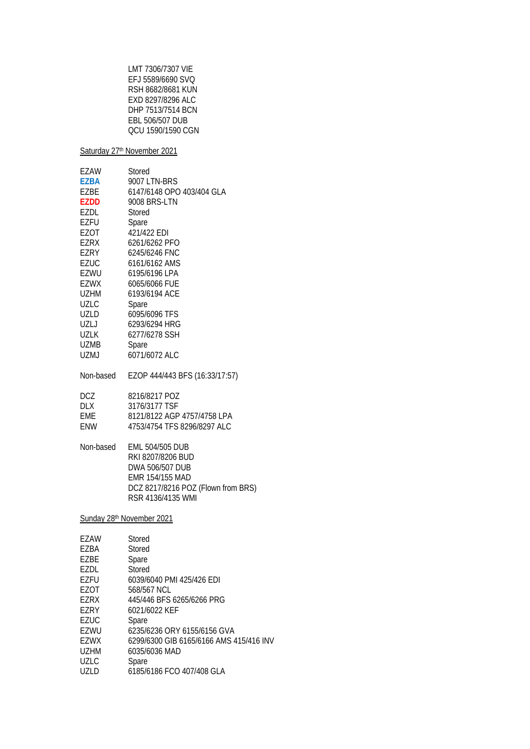LMT 7306/7307 VIE
EFJ 5589/6690 SVQ
RSH 8682/8681 KUN
EXD 8297/8296 ALC
DHP 7513/7514 BCN
EBL 506/507 DUB
QCU 1590/1590 CGN

Saturday 27th November 2021

| | |
|---|---|
| EZAW | Stored |
| **EZBA** | 9007 LTN-BRS |
| EZBE | 6147/6148 OPO 403/404 GLA |
| **EZDD** | 9008 BRS-LTN |
| EZDL | Stored |
| EZFU | Spare |
| EZOT | 421/422 EDI |
| EZRX | 6261/6262 PFO |
| EZRY | 6245/6246 FNC |
| EZUC | 6161/6162 AMS |
| EZWU | 6195/6196 LPA |
| EZWX | 6065/6066 FUE |
| UZHM | 6193/6194 ACE |
| UZLC | Spare |
| UZLD | 6095/6096 TFS |
| UZLJ | 6293/6294 HRG |
| UZLK | 6277/6278 SSH |
| UZMB | Spare |
| UZMJ | 6071/6072 ALC |

Non-based EZOP 444/443 BFS (16:33/17:57)

| | |
|---|---|
| DCZ | 8216/8217 POZ |
| DLX | 3176/3177 TSF |
| EME | 8121/8122 AGP 4757/4758 LPA |
| ENW | 4753/4754 TFS 8296/8297 ALC |

Non-based
EML 504/505 DUB
RKI 8207/8206 BUD
DWA 506/507 DUB
EMR 154/155 MAD
DCZ 8217/8216 POZ (Flown from BRS)
RSR 4136/4135 WMI

Sunday 28th November 2021

| | |
|---|---|
| EZAW | Stored |
| EZBA | Stored |
| EZBE | Spare |
| EZDL | Stored |
| EZFU | 6039/6040 PMI 425/426 EDI |
| EZOT | 568/567 NCL |
| EZRX | 445/446 BFS 6265/6266 PRG |
| EZRY | 6021/6022 KEF |
| EZUC | Spare |
| EZWU | 6235/6236 ORY 6155/6156 GVA |
| EZWX | 6299/6300 GIB 6165/6166 AMS 415/416 INV |
| UZHM | 6035/6036 MAD |
| UZLC | Spare |
| UZLD | 6185/6186 FCO 407/408 GLA |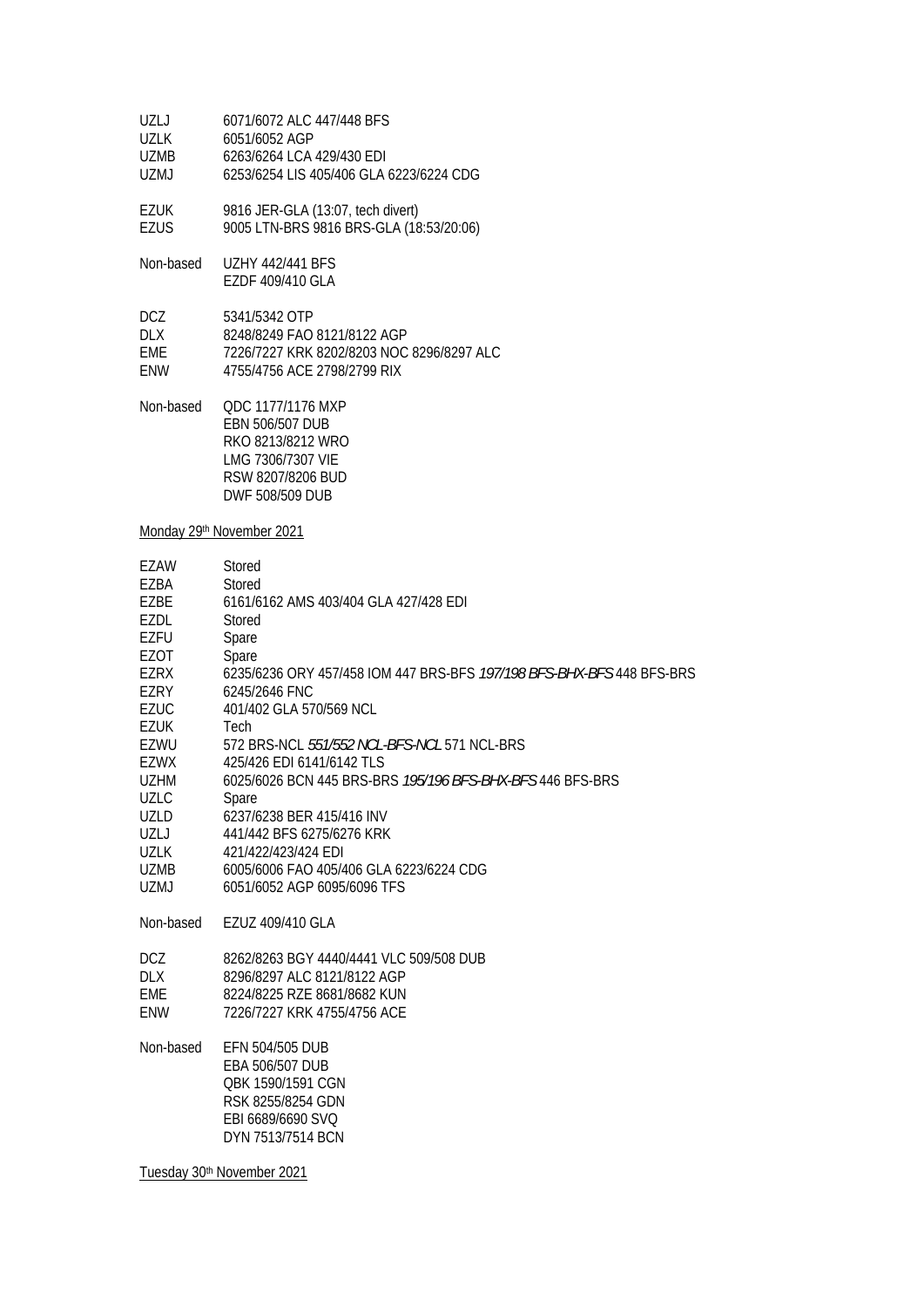UZLJ 6071/6072 ALC 447/448 BFS
UZLK 6051/6052 AGP
UZMB 6263/6264 LCA 429/430 EDI
UZMJ 6253/6254 LIS 405/406 GLA 6223/6224 CDG

EZUK 9816 JER-GLA (13:07, tech divert)
EZUS 9005 LTN-BRS 9816 BRS-GLA (18:53/20:06)

Non-based UZHY 442/441 BFS
EZDF 409/410 GLA

DCZ 5341/5342 OTP
DLX 8248/8249 FAO 8121/8122 AGP
EME 7226/7227 KRK 8202/8203 NOC 8296/8297 ALC
ENW 4755/4756 ACE 2798/2799 RIX

Non-based QDC 1177/1176 MXP
EBN 506/507 DUB
RKO 8213/8212 WRO
LMG 7306/7307 VIE
RSW 8207/8206 BUD
DWF 508/509 DUB

Monday 29th November 2021

EZAW Stored
EZBA Stored
EZBE 6161/6162 AMS 403/404 GLA 427/428 EDI
EZDL Stored
EZFU Spare
EZOT Spare
EZRX 6235/6236 ORY 457/458 IOM 447 BRS-BFS *197/198 BFS-BHX-BFS* 448 BFS-BRS
EZRY 6245/2646 FNC
EZUC 401/402 GLA 570/569 NCL
EZUK Tech
EZWU 572 BRS-NCL *551/552 NCL-BFS-NCL* 571 NCL-BRS
EZWX 425/426 EDI 6141/6142 TLS
UZHM 6025/6026 BCN 445 BRS-BRS *195/196 BFS-BHX-BFS* 446 BFS-BRS
UZLC Spare
UZLD 6237/6238 BER 415/416 INV
UZLJ 441/442 BFS 6275/6276 KRK
UZLK 421/422/423/424 EDI
UZMB 6005/6006 FAO 405/406 GLA 6223/6224 CDG
UZMJ 6051/6052 AGP 6095/6096 TFS

Non-based EZUZ 409/410 GLA

DCZ 8262/8263 BGY 4440/4441 VLC 509/508 DUB
DLX 8296/8297 ALC 8121/8122 AGP
EME 8224/8225 RZE 8681/8682 KUN
ENW 7226/7227 KRK 4755/4756 ACE

Non-based EFN 504/505 DUB
EBA 506/507 DUB
QBK 1590/1591 CGN
RSK 8255/8254 GDN
EBI 6689/6690 SVQ
DYN 7513/7514 BCN

Tuesday 30th November 2021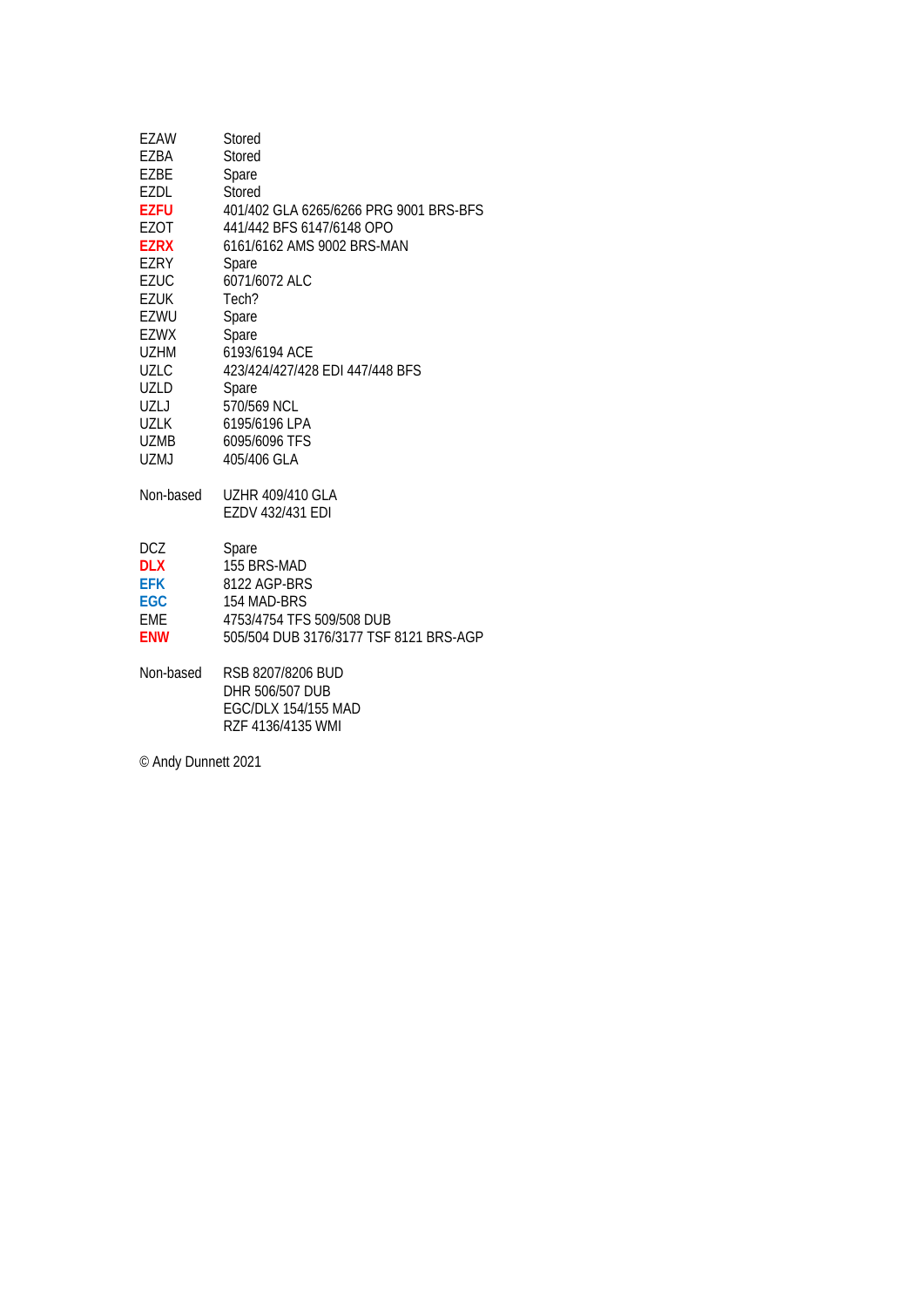| | |
|---|---|
| EZAW | Stored |
| EZBA | Stored |
| EZBE | Spare |
| EZDL | Stored |
| **EZFU** | 401/402 GLA 6265/6266 PRG 9001 BRS-BFS |
| EZOT | 441/442 BFS 6147/6148 OPO |
| **EZRX** | 6161/6162 AMS 9002 BRS-MAN |
| EZRY | Spare |
| EZUC | 6071/6072 ALC |
| EZUK | Tech? |
| EZWU | Spare |
| EZWX | Spare |
| UZHM | 6193/6194 ACE |
| UZLC | 423/424/427/428 EDI 447/448 BFS |
| UZLD | Spare |
| UZLJ | 570/569 NCL |
| UZLK | 6195/6196 LPA |
| UZMB | 6095/6096 TFS |
| UZMJ | 405/406 GLA |
| | |
| Non-based | UZHR 409/410 GLA |
| | EZDV 432/431 EDI |
| | |
| DCZ | Spare |
| **DLX** | 155 BRS-MAD |
| **EFK** | 8122 AGP-BRS |
| **EGC** | 154 MAD-BRS |
| EME | 4753/4754 TFS 509/508 DUB |
| **ENW** | 505/504 DUB 3176/3177 TSF 8121 BRS-AGP |
| | |
| Non-based | RSB 8207/8206 BUD |
| | DHR 506/507 DUB |
| | EGC/DLX 154/155 MAD |
| | RZF 4136/4135 WMI |

© Andy Dunnett 2021